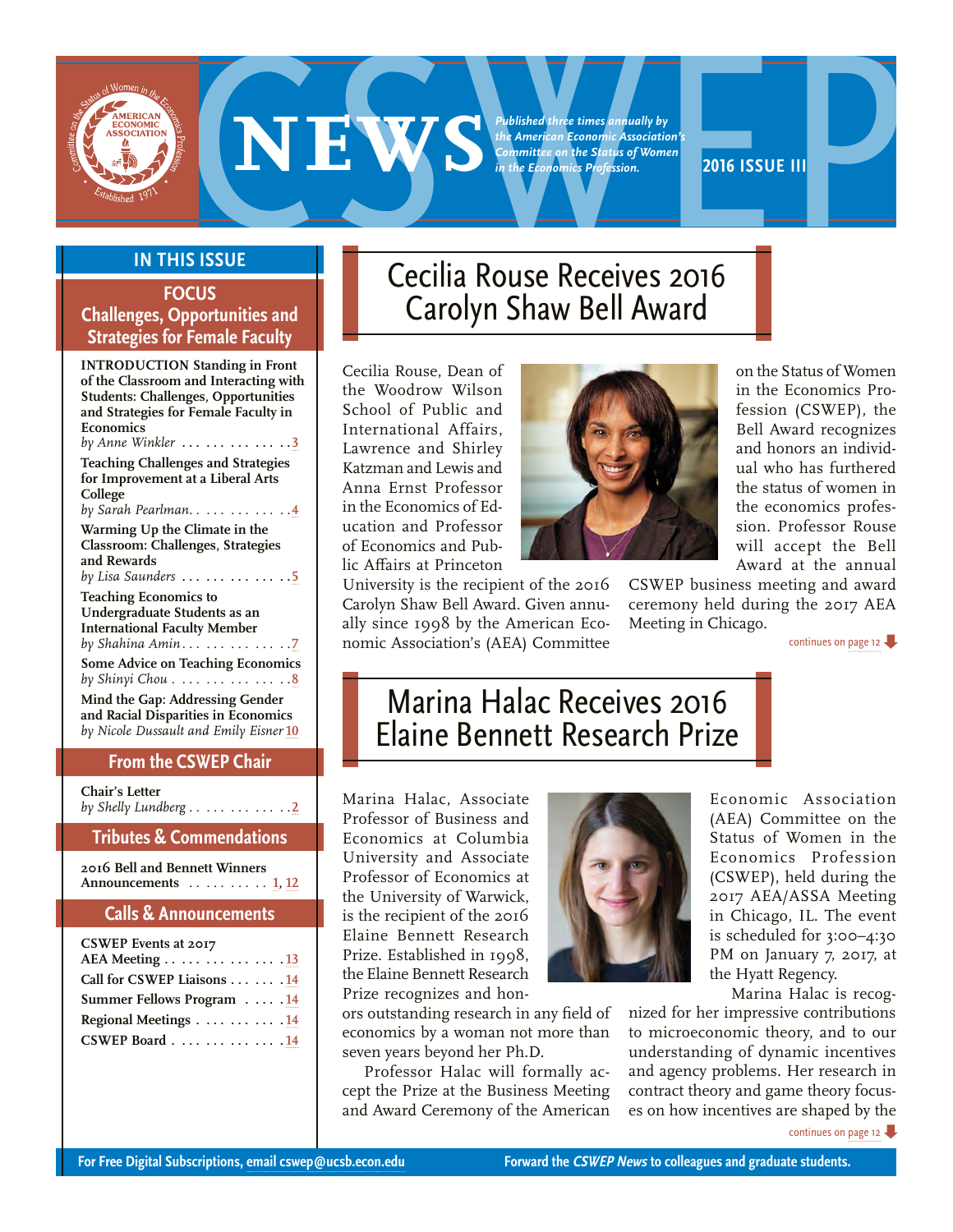# CSWEP NEWS

*Published three times annually by the American Economic Association's Committee on the Status of Women in the Economics Profession.*

**2016 ISSUE III**

## IN THIS ISSUE

### FOCUS
### Challenges, Opportunities and Strategies for Female Faculty

**INTRODUCTION Standing in Front of the Classroom and Interacting with Students: Challenges, Opportunities and Strategies for Female Faculty in Economics**
*by Anne Winkler* . . . . . . . . . . . . 3

**Teaching Challenges and Strategies for Improvement at a Liberal Arts College**
*by Sarah Pearlman*. . . . . . . . . . . . 4

**Warming Up the Climate in the Classroom: Challenges, Strategies and Rewards**
*by Lisa Saunders* . . . . . . . . . . . . 5

**Teaching Economics to Undergraduate Students as an International Faculty Member**
*by Shahina Amin* . . . . . . . . . . . . 7

**Some Advice on Teaching Economics**
*by Shinyi Chou* . . . . . . . . . . . . 8

**Mind the Gap: Addressing Gender and Racial Disparities in Economics**
*by Nicole Dussault and Emily Eisner* 10

### From the CSWEP Chair

**Chair's Letter**
*by Shelly Lundberg* . . . . . . . . . . . 2

### Tributes & Commendations

**2016 Bell and Bennett Winners Announcements** . . . . . . . . . 1, 12

### Calls & Announcements

**CSWEP Events at 2017 AEA Meeting** . . . . . . . . . . . . 13

**Call for CSWEP Liaisons** . . . . . . 14

**Summer Fellows Program** . . . . 14

**Regional Meetings** . . . . . . . . . . 14

**CSWEP Board** . . . . . . . . . . . . 14

## Cecilia Rouse Receives 2016 Carolyn Shaw Bell Award

Cecilia Rouse, Dean of the Woodrow Wilson School of Public and International Affairs, Lawrence and Shirley Katzman and Lewis and Anna Ernst Professor in the Economics of Education and Professor of Economics and Public Affairs at Princeton University is the recipient of the 2016 Carolyn Shaw Bell Award. Given annually since 1998 by the American Economic Association's (AEA) Committee on the Status of Women in the Economics Profession (CSWEP), the Bell Award recognizes and honors an individual who has furthered the status of women in the economics profession. Professor Rouse will accept the Bell Award at the annual CSWEP business meeting and award ceremony held during the 2017 AEA Meeting in Chicago.

continues on page 12

## Marina Halac Receives 2016 Elaine Bennett Research Prize

Marina Halac, Associate Professor of Business and Economics at Columbia University and Associate Professor of Economics at the University of Warwick, is the recipient of the 2016 Elaine Bennett Research Prize. Established in 1998, the Elaine Bennett Research Prize recognizes and honors outstanding research in any field of economics by a woman not more than seven years beyond her Ph.D.

Professor Halac will formally accept the Prize at the Business Meeting and Award Ceremony of the American Economic Association (AEA) Committee on the Status of Women in the Economics Profession (CSWEP), held during the 2017 AEA/ASSA Meeting in Chicago, IL. The event is scheduled for 3:00–4:30 PM on January 7, 2017, at the Hyatt Regency.

Marina Halac is recognized for her impressive contributions to microeconomic theory, and to our understanding of dynamic incentives and agency problems. Her research in contract theory and game theory focuses on how incentives are shaped by the

continues on page 12

For Free Digital Subscriptions, email cswep@ucsb.econ.edu

Forward the *CSWEP News* to colleagues and graduate students.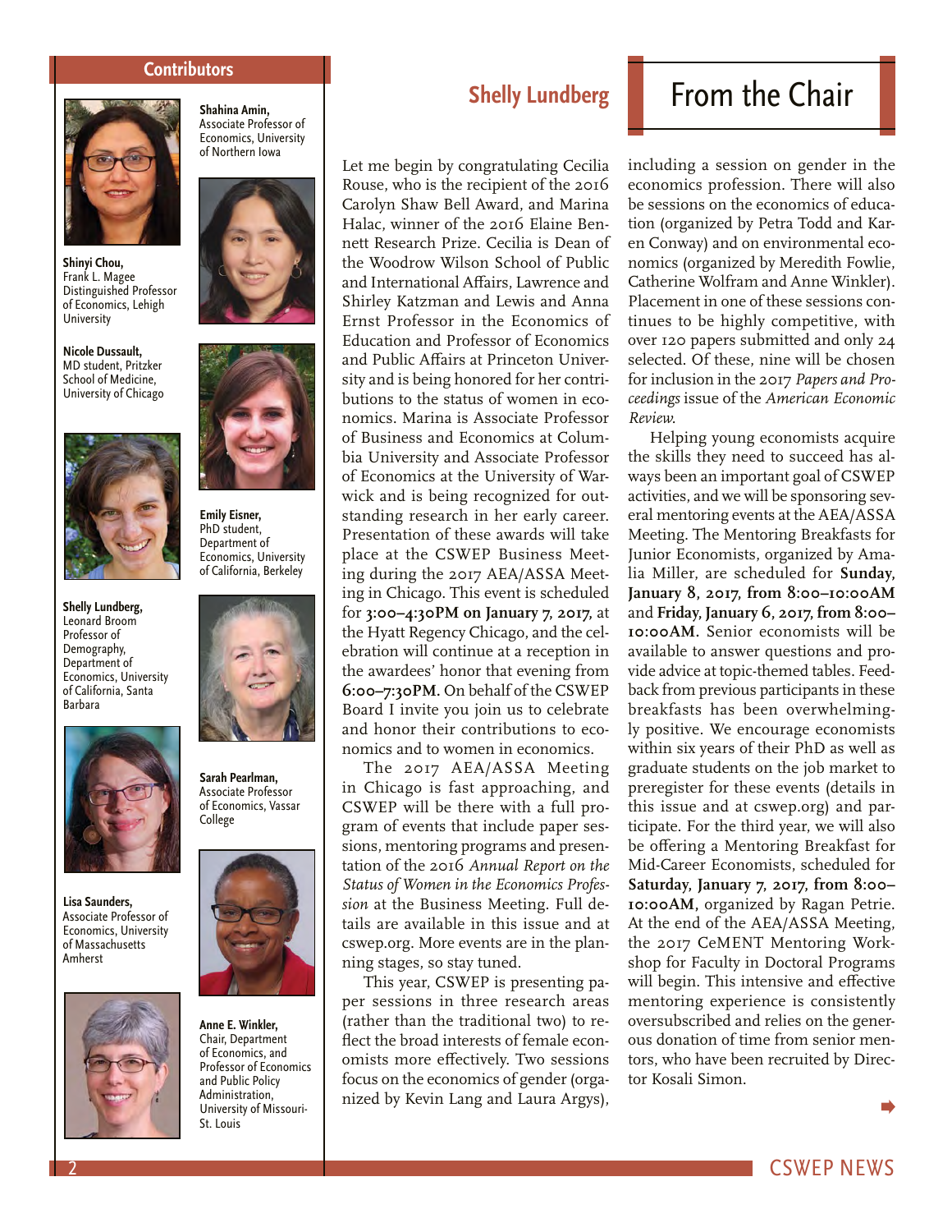## Contributors

**Shinyi Chou,** Frank L. Magee Distinguished Professor of Economics, Lehigh University

**Nicole Dussault,** MD student, Pritzker School of Medicine, University of Chicago

**Shelly Lundberg,** Leonard Broom Professor of Demography, Department of Economics, University of California, Santa Barbara

**Lisa Saunders,** Associate Professor of Economics, University of Massachusetts Amherst

**Shahina Amin,** Associate Professor of Economics, University of Northern Iowa

**Emily Eisner,** PhD student, Department of Economics, University of California, Berkeley

**Sarah Pearlman,** Associate Professor of Economics, Vassar College

**Anne E. Winkler,** Chair, Department of Economics, and Professor of Economics and Public Policy Administration, University of Missouri-St. Louis

# From the Chair

## Shelly Lundberg

Let me begin by congratulating Cecilia Rouse, who is the recipient of the 2016 Carolyn Shaw Bell Award, and Marina Halac, winner of the 2016 Elaine Bennett Research Prize. Cecilia is Dean of the Woodrow Wilson School of Public and International Affairs, Lawrence and Shirley Katzman and Lewis and Anna Ernst Professor in the Economics of Education and Professor of Economics and Public Affairs at Princeton University and is being honored for her contributions to the status of women in economics. Marina is Associate Professor of Business and Economics at Columbia University and Associate Professor of Economics at the University of Warwick and is being recognized for outstanding research in her early career. Presentation of these awards will take place at the CSWEP Business Meeting during the 2017 AEA/ASSA Meeting in Chicago. This event is scheduled for **3:00–4:30PM on January 7, 2017,** at the Hyatt Regency Chicago, and the celebration will continue at a reception in the awardees' honor that evening from **6:00–7:30PM.** On behalf of the CSWEP Board I invite you join us to celebrate and honor their contributions to economics and to women in economics.

The 2017 AEA/ASSA Meeting in Chicago is fast approaching, and CSWEP will be there with a full program of events that include paper sessions, mentoring programs and presentation of the 2016 *Annual Report on the Status of Women in the Economics Profession* at the Business Meeting. Full details are available in this issue and at cswep.org. More events are in the planning stages, so stay tuned.

This year, CSWEP is presenting paper sessions in three research areas (rather than the traditional two) to reflect the broad interests of female economists more effectively. Two sessions focus on the economics of gender (organized by Kevin Lang and Laura Argys), including a session on gender in the economics profession. There will also be sessions on the economics of education (organized by Petra Todd and Karen Conway) and on environmental economics (organized by Meredith Fowlie, Catherine Wolfram and Anne Winkler). Placement in one of these sessions continues to be highly competitive, with over 120 papers submitted and only 24 selected. Of these, nine will be chosen for inclusion in the 2017 *Papers and Proceedings* issue of the *American Economic Review.*

Helping young economists acquire the skills they need to succeed has always been an important goal of CSWEP activities, and we will be sponsoring several mentoring events at the AEA/ASSA Meeting. The Mentoring Breakfasts for Junior Economists, organized by Amalia Miller, are scheduled for **Sunday, January 8, 2017, from 8:00–10:00AM** and **Friday, January 6, 2017, from 8:00–10:00AM.** Senior economists will be available to answer questions and provide advice at topic-themed tables. Feedback from previous participants in these breakfasts has been overwhelmingly positive. We encourage economists within six years of their PhD as well as graduate students on the job market to preregister for these events (details in this issue and at cswep.org) and participate. For the third year, we will also be offering a Mentoring Breakfast for Mid-Career Economists, scheduled for **Saturday, January 7, 2017, from 8:00–10:00AM,** organized by Ragan Petrie. At the end of the AEA/ASSA Meeting, the 2017 CeMENT Mentoring Workshop for Faculty in Doctoral Programs will begin. This intensive and effective mentoring experience is consistently oversubscribed and relies on the generous donation of time from senior mentors, who have been recruited by Director Kosali Simon.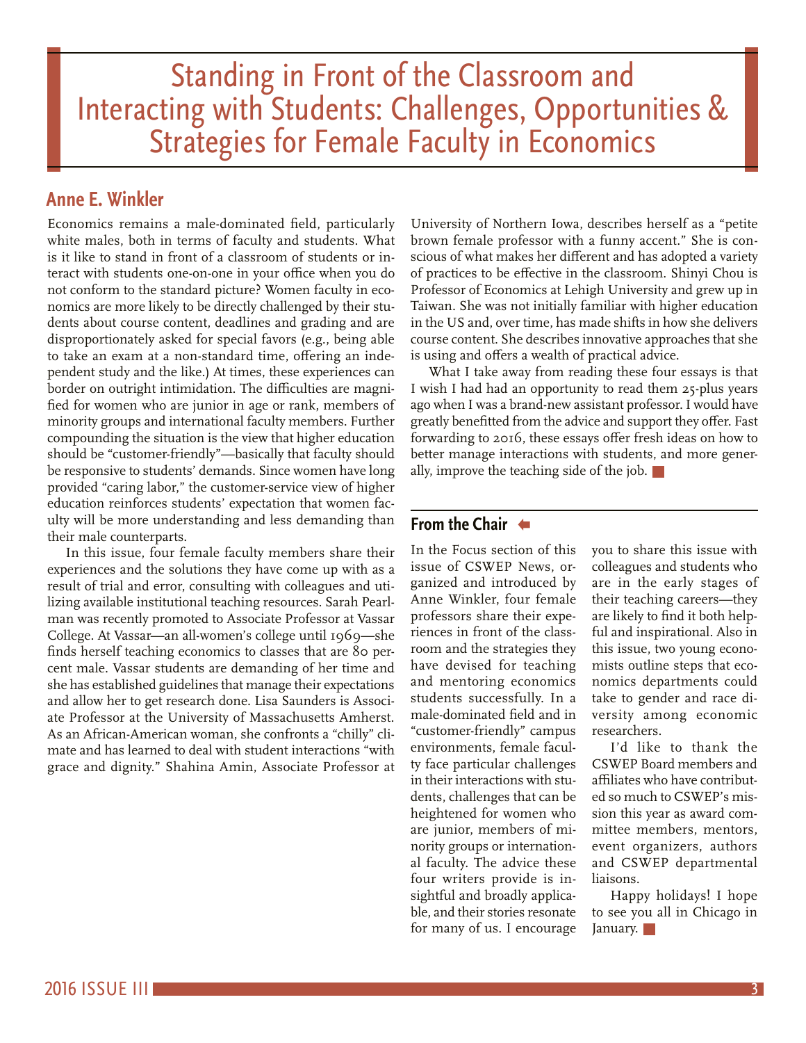# Standing in Front of the Classroom and Interacting with Students: Challenges, Opportunities & Strategies for Female Faculty in Economics

## Anne E. Winkler

Economics remains a male-dominated field, particularly white males, both in terms of faculty and students. What is it like to stand in front of a classroom of students or interact with students one-on-one in your office when you do not conform to the standard picture? Women faculty in economics are more likely to be directly challenged by their students about course content, deadlines and grading and are disproportionately asked for special favors (e.g., being able to take an exam at a non-standard time, offering an independent study and the like.) At times, these experiences can border on outright intimidation. The difficulties are magnified for women who are junior in age or rank, members of minority groups and international faculty members. Further compounding the situation is the view that higher education should be "customer-friendly"—basically that faculty should be responsive to students' demands. Since women have long provided "caring labor," the customer-service view of higher education reinforces students' expectation that women faculty will be more understanding and less demanding than their male counterparts.

In this issue, four female faculty members share their experiences and the solutions they have come up with as a result of trial and error, consulting with colleagues and utilizing available institutional teaching resources. Sarah Pearlman was recently promoted to Associate Professor at Vassar College. At Vassar—an all-women's college until 1969—she finds herself teaching economics to classes that are 80 percent male. Vassar students are demanding of her time and she has established guidelines that manage their expectations and allow her to get research done. Lisa Saunders is Associate Professor at the University of Massachusetts Amherst. As an African-American woman, she confronts a "chilly" climate and has learned to deal with student interactions "with grace and dignity." Shahina Amin, Associate Professor at University of Northern Iowa, describes herself as a "petite brown female professor with a funny accent." She is conscious of what makes her different and has adopted a variety of practices to be effective in the classroom. Shinyi Chou is Professor of Economics at Lehigh University and grew up in Taiwan. She was not initially familiar with higher education in the US and, over time, has made shifts in how she delivers course content. She describes innovative approaches that she is using and offers a wealth of practical advice.

What I take away from reading these four essays is that I wish I had had an opportunity to read them 25-plus years ago when I was a brand-new assistant professor. I would have greatly benefitted from the advice and support they offer. Fast forwarding to 2016, these essays offer fresh ideas on how to better manage interactions with students, and more generally, improve the teaching side of the job. ■

## From the Chair

In the Focus section of this issue of CSWEP News, organized and introduced by Anne Winkler, four female professors share their experiences in front of the classroom and the strategies they have devised for teaching and mentoring economics students successfully. In a male-dominated field and in "customer-friendly" campus environments, female faculty face particular challenges in their interactions with students, challenges that can be heightened for women who are junior, members of minority groups or international faculty. The advice these four writers provide is insightful and broadly applicable, and their stories resonate for many of us. I encourage you to share this issue with colleagues and students who are in the early stages of their teaching careers—they are likely to find it both helpful and inspirational. Also in this issue, two young economists outline steps that economics departments could take to gender and race diversity among economic researchers.

I'd like to thank the CSWEP Board members and affiliates who have contributed so much to CSWEP's mission this year as award committee members, mentors, event organizers, authors and CSWEP departmental liaisons.

Happy holidays! I hope to see you all in Chicago in January. ■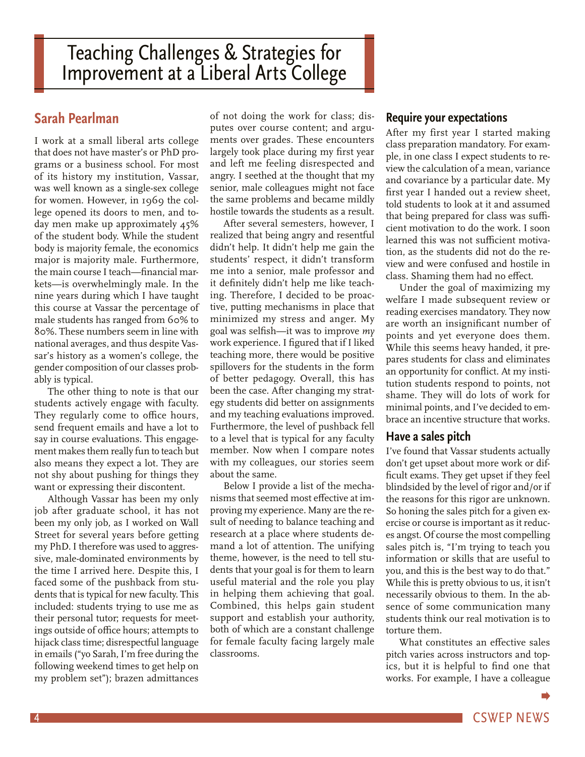# Teaching Challenges & Strategies for Improvement at a Liberal Arts College

## Sarah Pearlman

I work at a small liberal arts college that does not have master's or PhD programs or a business school. For most of its history my institution, Vassar, was well known as a single-sex college for women. However, in 1969 the college opened its doors to men, and today men make up approximately 45% of the student body. While the student body is majority female, the economics major is majority male. Furthermore, the main course I teach—financial markets—is overwhelmingly male. In the nine years during which I have taught this course at Vassar the percentage of male students has ranged from 60% to 80%. These numbers seem in line with national averages, and thus despite Vassar's history as a women's college, the gender composition of our classes probably is typical.

The other thing to note is that our students actively engage with faculty. They regularly come to office hours, send frequent emails and have a lot to say in course evaluations. This engagement makes them really fun to teach but also means they expect a lot. They are not shy about pushing for things they want or expressing their discontent.

Although Vassar has been my only job after graduate school, it has not been my only job, as I worked on Wall Street for several years before getting my PhD. I therefore was used to aggressive, male-dominated environments by the time I arrived here. Despite this, I faced some of the pushback from students that is typical for new faculty. This included: students trying to use me as their personal tutor; requests for meetings outside of office hours; attempts to hijack class time; disrespectful language in emails ("yo Sarah, I'm free during the following weekend times to get help on my problem set"); brazen admittances of not doing the work for class; disputes over course content; and arguments over grades. These encounters largely took place during my first year and left me feeling disrespected and angry. I seethed at the thought that my senior, male colleagues might not face the same problems and became mildly hostile towards the students as a result.

After several semesters, however, I realized that being angry and resentful didn't help. It didn't help me gain the students' respect, it didn't transform me into a senior, male professor and it definitely didn't help me like teaching. Therefore, I decided to be proactive, putting mechanisms in place that minimized my stress and anger. My goal was selfish—it was to improve *my* work experience. I figured that if I liked teaching more, there would be positive spillovers for the students in the form of better pedagogy. Overall, this has been the case. After changing my strategy students did better on assignments and my teaching evaluations improved. Furthermore, the level of pushback fell to a level that is typical for any faculty member. Now when I compare notes with my colleagues, our stories seem about the same.

Below I provide a list of the mechanisms that seemed most effective at improving my experience. Many are the result of needing to balance teaching and research at a place where students demand a lot of attention. The unifying theme, however, is the need to tell students that your goal is for them to learn useful material and the role you play in helping them achieving that goal. Combined, this helps gain student support and establish your authority, both of which are a constant challenge for female faculty facing largely male classrooms.

### Require your expectations

After my first year I started making class preparation mandatory. For example, in one class I expect students to review the calculation of a mean, variance and covariance by a particular date. My first year I handed out a review sheet, told students to look at it and assumed that being prepared for class was sufficient motivation to do the work. I soon learned this was not sufficient motivation, as the students did not do the review and were confused and hostile in class. Shaming them had no effect.

Under the goal of maximizing my welfare I made subsequent review or reading exercises mandatory. They now are worth an insignificant number of points and yet everyone does them. While this seems heavy handed, it prepares students for class and eliminates an opportunity for conflict. At my institution students respond to points, not shame. They will do lots of work for minimal points, and I've decided to embrace an incentive structure that works.

### Have a sales pitch

I've found that Vassar students actually don't get upset about more work or difficult exams. They get upset if they feel blindsided by the level of rigor and/or if the reasons for this rigor are unknown. So honing the sales pitch for a given exercise or course is important as it reduces angst. Of course the most compelling sales pitch is, "I'm trying to teach you information or skills that are useful to you, and this is the best way to do that." While this is pretty obvious to us, it isn't necessarily obvious to them. In the absence of some communication many students think our real motivation is to torture them.

What constitutes an effective sales pitch varies across instructors and topics, but it is helpful to find one that works. For example, I have a colleague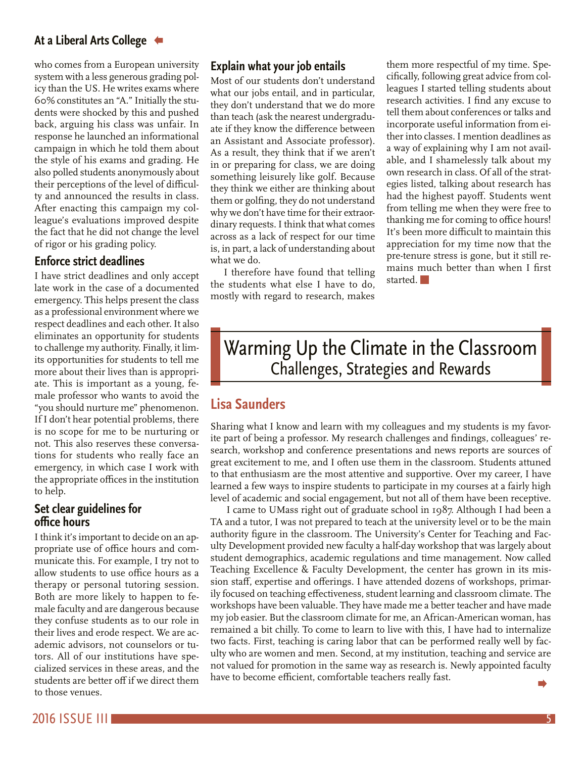who comes from a European university system with a less generous grading policy than the US. He writes exams where 60% constitutes an "A." Initially the students were shocked by this and pushed back, arguing his class was unfair. In response he launched an informational campaign in which he told them about the style of his exams and grading. He also polled students anonymously about their perceptions of the level of difficulty and announced the results in class. After enacting this campaign my colleague's evaluations improved despite the fact that he did not change the level of rigor or his grading policy.

### Enforce strict deadlines

I have strict deadlines and only accept late work in the case of a documented emergency. This helps present the class as a professional environment where we respect deadlines and each other. It also eliminates an opportunity for students to challenge my authority. Finally, it limits opportunities for students to tell me more about their lives than is appropriate. This is important as a young, female professor who wants to avoid the "you should nurture me" phenomenon. If I don't hear potential problems, there is no scope for me to be nurturing or not. This also reserves these conversations for students who really face an emergency, in which case I work with the appropriate offices in the institution to help.

### Set clear guidelines for office hours

I think it's important to decide on an appropriate use of office hours and communicate this. For example, I try not to allow students to use office hours as a therapy or personal tutoring session. Both are more likely to happen to female faculty and are dangerous because they confuse students as to our role in their lives and erode respect. We are academic advisors, not counselors or tutors. All of our institutions have specialized services in these areas, and the students are better off if we direct them to those venues.

### Explain what your job entails

Most of our students don't understand what our jobs entail, and in particular, they don't understand that we do more than teach (ask the nearest undergraduate if they know the difference between an Assistant and Associate professor). As a result, they think that if we aren't in or preparing for class, we are doing something leisurely like golf. Because they think we either are thinking about them or golfing, they do not understand why we don't have time for their extraordinary requests. I think that what comes across as a lack of respect for our time is, in part, a lack of understanding about what we do.

I therefore have found that telling the students what else I have to do, mostly with regard to research, makes them more respectful of my time. Specifically, following great advice from colleagues I started telling students about research activities. I find any excuse to tell them about conferences or talks and incorporate useful information from either into classes. I mention deadlines as a way of explaining why I am not available, and I shamelessly talk about my own research in class. Of all of the strategies listed, talking about research has had the highest payoff. Students went from telling me when they were free to thanking me for coming to office hours! It's been more difficult to maintain this appreciation for my time now that the pre-tenure stress is gone, but it still remains much better than when I first started.

# Warming Up the Climate in the Classroom
## Challenges, Strategies and Rewards

### Lisa Saunders

Sharing what I know and learn with my colleagues and my students is my favorite part of being a professor. My research challenges and findings, colleagues' research, workshop and conference presentations and news reports are sources of great excitement to me, and I often use them in the classroom. Students attuned to that enthusiasm are the most attentive and supportive. Over my career, I have learned a few ways to inspire students to participate in my courses at a fairly high level of academic and social engagement, but not all of them have been receptive.

I came to UMass right out of graduate school in 1987. Although I had been a TA and a tutor, I was not prepared to teach at the university level or to be the main authority figure in the classroom. The University's Center for Teaching and Faculty Development provided new faculty a half-day workshop that was largely about student demographics, academic regulations and time management. Now called Teaching Excellence & Faculty Development, the center has grown in its mission staff, expertise and offerings. I have attended dozens of workshops, primarily focused on teaching effectiveness, student learning and classroom climate. The workshops have been valuable. They have made me a better teacher and have made my job easier. But the classroom climate for me, an African-American woman, has remained a bit chilly. To come to learn to live with this, I have had to internalize two facts. First, teaching is caring labor that can be performed really well by faculty who are women and men. Second, at my institution, teaching and service are not valued for promotion in the same way as research is. Newly appointed faculty have to become efficient, comfortable teachers really fast.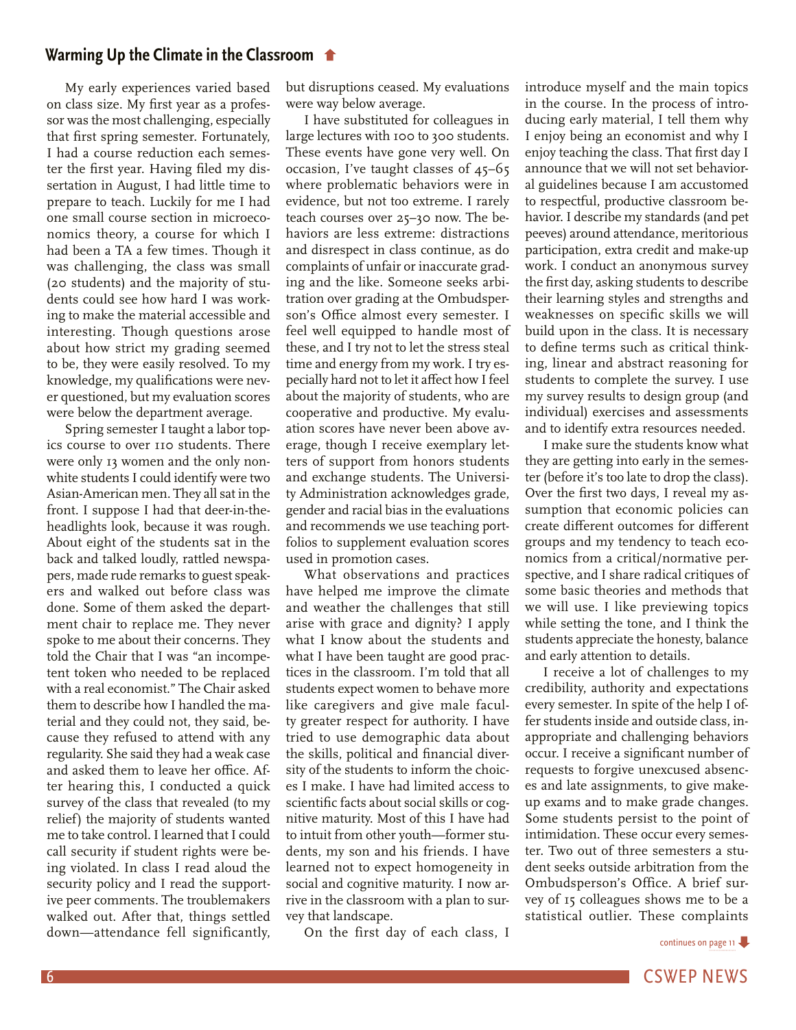## Warming Up the Climate in the Classroom

My early experiences varied based on class size. My first year as a professor was the most challenging, especially that first spring semester. Fortunately, I had a course reduction each semester the first year. Having filed my dissertation in August, I had little time to prepare to teach. Luckily for me I had one small course section in microeconomics theory, a course for which I had been a TA a few times. Though it was challenging, the class was small (20 students) and the majority of students could see how hard I was working to make the material accessible and interesting. Though questions arose about how strict my grading seemed to be, they were easily resolved. To my knowledge, my qualifications were never questioned, but my evaluation scores were below the department average.

Spring semester I taught a labor topics course to over 110 students. There were only 13 women and the only nonwhite students I could identify were two Asian-American men. They all sat in the front. I suppose I had that deer-in-the-headlights look, because it was rough. About eight of the students sat in the back and talked loudly, rattled newspapers, made rude remarks to guest speakers and walked out before class was done. Some of them asked the department chair to replace me. They never spoke to me about their concerns. They told the Chair that I was "an incompetent token who needed to be replaced with a real economist." The Chair asked them to describe how I handled the material and they could not, they said, because they refused to attend with any regularity. She said they had a weak case and asked them to leave her office. After hearing this, I conducted a quick survey of the class that revealed (to my relief) the majority of students wanted me to take control. I learned that I could call security if student rights were being violated. In class I read aloud the security policy and I read the supportive peer comments. The troublemakers walked out. After that, things settled down—attendance fell significantly, but disruptions ceased. My evaluations were way below average.

I have substituted for colleagues in large lectures with 100 to 300 students. These events have gone very well. On occasion, I've taught classes of 45–65 where problematic behaviors were in evidence, but not too extreme. I rarely teach courses over 25–30 now. The behaviors are less extreme: distractions and disrespect in class continue, as do complaints of unfair or inaccurate grading and the like. Someone seeks arbitration over grading at the Ombudsperson's Office almost every semester. I feel well equipped to handle most of these, and I try not to let the stress steal time and energy from my work. I try especially hard not to let it affect how I feel about the majority of students, who are cooperative and productive. My evaluation scores have never been above average, though I receive exemplary letters of support from honors students and exchange students. The University Administration acknowledges grade, gender and racial bias in the evaluations and recommends we use teaching portfolios to supplement evaluation scores used in promotion cases.

What observations and practices have helped me improve the climate and weather the challenges that still arise with grace and dignity? I apply what I know about the students and what I have been taught are good practices in the classroom. I'm told that all students expect women to behave more like caregivers and give male faculty greater respect for authority. I have tried to use demographic data about the skills, political and financial diversity of the students to inform the choices I make. I have had limited access to scientific facts about social skills or cognitive maturity. Most of this I have had to intuit from other youth—former students, my son and his friends. I have learned not to expect homogeneity in social and cognitive maturity. I now arrive in the classroom with a plan to survey that landscape.

On the first day of each class, I introduce myself and the main topics in the course. In the process of introducing early material, I tell them why I enjoy being an economist and why I enjoy teaching the class. That first day I announce that we will not set behavioral guidelines because I am accustomed to respectful, productive classroom behavior. I describe my standards (and pet peeves) around attendance, meritorious participation, extra credit and make-up work. I conduct an anonymous survey the first day, asking students to describe their learning styles and strengths and weaknesses on specific skills we will build upon in the class. It is necessary to define terms such as critical thinking, linear and abstract reasoning for students to complete the survey. I use my survey results to design group (and individual) exercises and assessments and to identify extra resources needed.

I make sure the students know what they are getting into early in the semester (before it's too late to drop the class). Over the first two days, I reveal my assumption that economic policies can create different outcomes for different groups and my tendency to teach economics from a critical/normative perspective, and I share radical critiques of some basic theories and methods that we will use. I like previewing topics while setting the tone, and I think the students appreciate the honesty, balance and early attention to details.

I receive a lot of challenges to my credibility, authority and expectations every semester. In spite of the help I offer students inside and outside class, inappropriate and challenging behaviors occur. I receive a significant number of requests to forgive unexcused absences and late assignments, to give make-up exams and to make grade changes. Some students persist to the point of intimidation. These occur every semester. Two out of three semesters a student seeks outside arbitration from the Ombudsperson's Office. A brief survey of 15 colleagues shows me to be a statistical outlier. These complaints

continues on page 11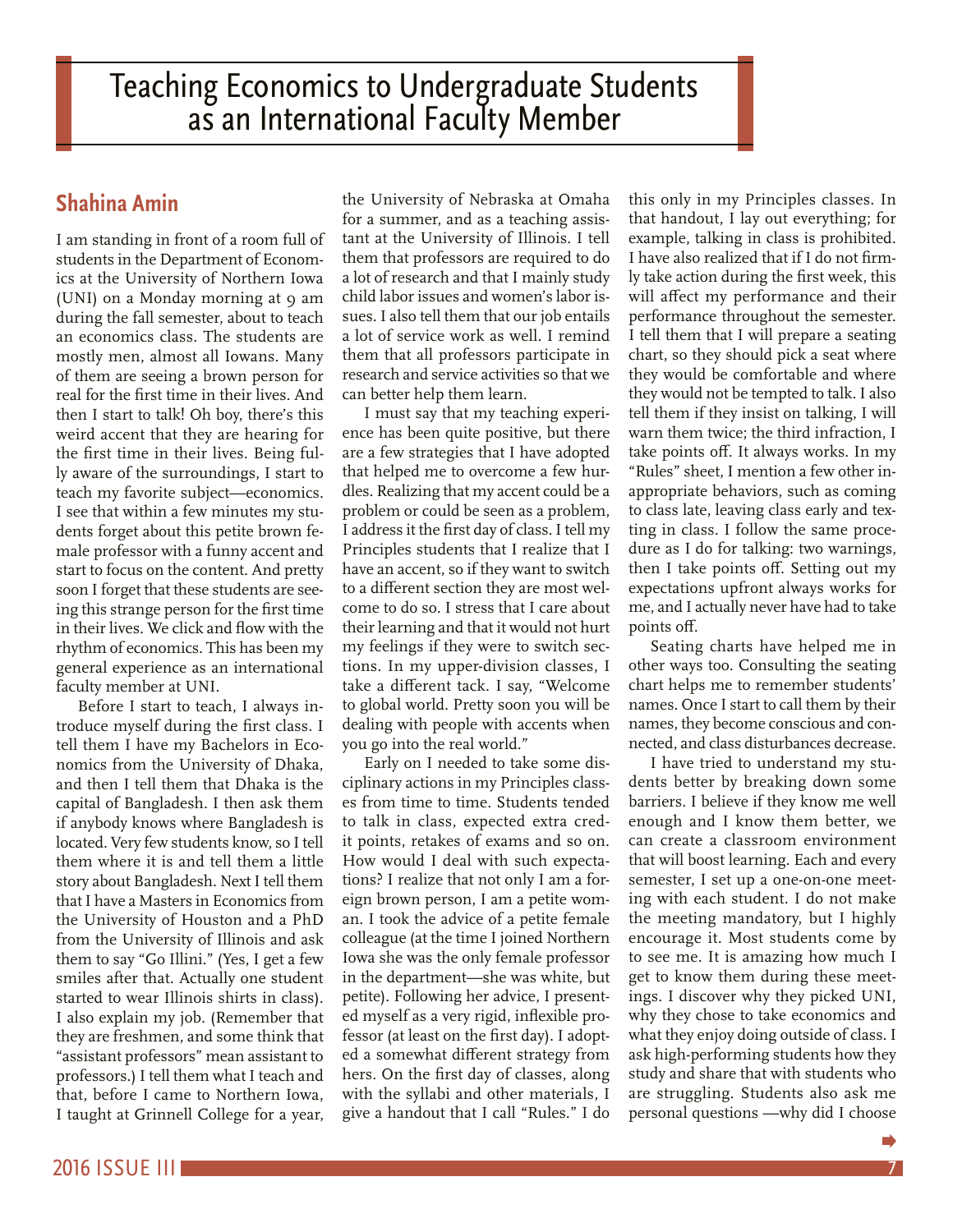# Teaching Economics to Undergraduate Students as an International Faculty Member

## Shahina Amin

I am standing in front of a room full of students in the Department of Economics at the University of Northern Iowa (UNI) on a Monday morning at 9 am during the fall semester, about to teach an economics class. The students are mostly men, almost all Iowans. Many of them are seeing a brown person for real for the first time in their lives. And then I start to talk! Oh boy, there's this weird accent that they are hearing for the first time in their lives. Being fully aware of the surroundings, I start to teach my favorite subject—economics. I see that within a few minutes my students forget about this petite brown female professor with a funny accent and start to focus on the content. And pretty soon I forget that these students are seeing this strange person for the first time in their lives. We click and flow with the rhythm of economics. This has been my general experience as an international faculty member at UNI.

Before I start to teach, I always introduce myself during the first class. I tell them I have my Bachelors in Economics from the University of Dhaka, and then I tell them that Dhaka is the capital of Bangladesh. I then ask them if anybody knows where Bangladesh is located. Very few students know, so I tell them where it is and tell them a little story about Bangladesh. Next I tell them that I have a Masters in Economics from the University of Houston and a PhD from the University of Illinois and ask them to say "Go Illini." (Yes, I get a few smiles after that. Actually one student started to wear Illinois shirts in class). I also explain my job. (Remember that they are freshmen, and some think that "assistant professors" mean assistant to professors.) I tell them what I teach and that, before I came to Northern Iowa, I taught at Grinnell College for a year, the University of Nebraska at Omaha for a summer, and as a teaching assistant at the University of Illinois. I tell them that professors are required to do a lot of research and that I mainly study child labor issues and women's labor issues. I also tell them that our job entails a lot of service work as well. I remind them that all professors participate in research and service activities so that we can better help them learn.

I must say that my teaching experience has been quite positive, but there are a few strategies that I have adopted that helped me to overcome a few hurdles. Realizing that my accent could be a problem or could be seen as a problem, I address it the first day of class. I tell my Principles students that I realize that I have an accent, so if they want to switch to a different section they are most welcome to do so. I stress that I care about their learning and that it would not hurt my feelings if they were to switch sections. In my upper-division classes, I take a different tack. I say, "Welcome to global world. Pretty soon you will be dealing with people with accents when you go into the real world."

Early on I needed to take some disciplinary actions in my Principles classes from time to time. Students tended to talk in class, expected extra credit points, retakes of exams and so on. How would I deal with such expectations? I realize that not only I am a foreign brown person, I am a petite woman. I took the advice of a petite female colleague (at the time I joined Northern Iowa she was the only female professor in the department—she was white, but petite). Following her advice, I presented myself as a very rigid, inflexible professor (at least on the first day). I adopted a somewhat different strategy from hers. On the first day of classes, along with the syllabi and other materials, I give a handout that I call "Rules." I do this only in my Principles classes. In that handout, I lay out everything; for example, talking in class is prohibited. I have also realized that if I do not firmly take action during the first week, this will affect my performance and their performance throughout the semester. I tell them that I will prepare a seating chart, so they should pick a seat where they would be comfortable and where they would not be tempted to talk. I also tell them if they insist on talking, I will warn them twice; the third infraction, I take points off. It always works. In my "Rules" sheet, I mention a few other inappropriate behaviors, such as coming to class late, leaving class early and texting in class. I follow the same procedure as I do for talking: two warnings, then I take points off. Setting out my expectations upfront always works for me, and I actually never have had to take points off.

Seating charts have helped me in other ways too. Consulting the seating chart helps me to remember students' names. Once I start to call them by their names, they become conscious and connected, and class disturbances decrease.

I have tried to understand my students better by breaking down some barriers. I believe if they know me well enough and I know them better, we can create a classroom environment that will boost learning. Each and every semester, I set up a one-on-one meeting with each student. I do not make the meeting mandatory, but I highly encourage it. Most students come by to see me. It is amazing how much I get to know them during these meetings. I discover why they picked UNI, why they chose to take economics and what they enjoy doing outside of class. I ask high-performing students how they study and share that with students who are struggling. Students also ask me personal questions —why did I choose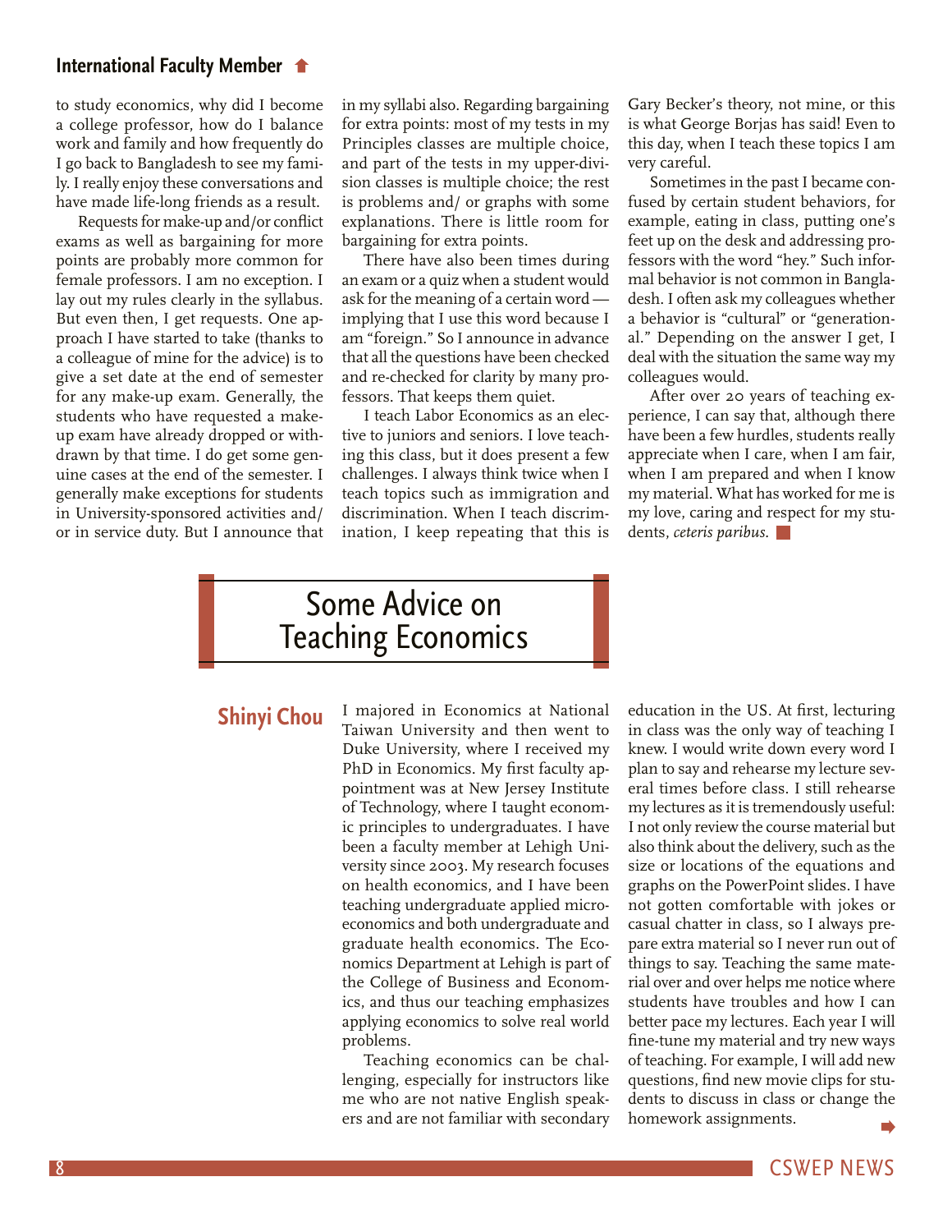to study economics, why did I become a college professor, how do I balance work and family and how frequently do I go back to Bangladesh to see my family. I really enjoy these conversations and have made life-long friends as a result.

Requests for make-up and/or conflict exams as well as bargaining for more points are probably more common for female professors. I am no exception. I lay out my rules clearly in the syllabus. But even then, I get requests. One approach I have started to take (thanks to a colleague of mine for the advice) is to give a set date at the end of semester for any make-up exam. Generally, the students who have requested a make-up exam have already dropped or withdrawn by that time. I do get some genuine cases at the end of the semester. I generally make exceptions for students in University-sponsored activities and/or in service duty. But I announce that in my syllabi also. Regarding bargaining for extra points: most of my tests in my Principles classes are multiple choice, and part of the tests in my upper-division classes is multiple choice; the rest is problems and/ or graphs with some explanations. There is little room for bargaining for extra points.

There have also been times during an exam or a quiz when a student would ask for the meaning of a certain word — implying that I use this word because I am "foreign." So I announce in advance that all the questions have been checked and re-checked for clarity by many professors. That keeps them quiet.

I teach Labor Economics as an elective to juniors and seniors. I love teaching this class, but it does present a few challenges. I always think twice when I teach topics such as immigration and discrimination. When I teach discrimination, I keep repeating that this is Gary Becker's theory, not mine, or this is what George Borjas has said! Even to this day, when I teach these topics I am very careful.

Sometimes in the past I became confused by certain student behaviors, for example, eating in class, putting one's feet up on the desk and addressing professors with the word "hey." Such informal behavior is not common in Bangladesh. I often ask my colleagues whether a behavior is "cultural" or "generational." Depending on the answer I get, I deal with the situation the same way my colleagues would.

After over 20 years of teaching experience, I can say that, although there have been a few hurdles, students really appreciate when I care, when I am fair, when I am prepared and when I know my material. What has worked for me is my love, caring and respect for my students, *ceteris paribus.*

# Some Advice on Teaching Economics

## Shinyi Chou

I majored in Economics at National Taiwan University and then went to Duke University, where I received my PhD in Economics. My first faculty appointment was at New Jersey Institute of Technology, where I taught economic principles to undergraduates. I have been a faculty member at Lehigh University since 2003. My research focuses on health economics, and I have been teaching undergraduate applied microeconomics and both undergraduate and graduate health economics. The Economics Department at Lehigh is part of the College of Business and Economics, and thus our teaching emphasizes applying economics to solve real world problems.

Teaching economics can be challenging, especially for instructors like me who are not native English speakers and are not familiar with secondary education in the US. At first, lecturing in class was the only way of teaching I knew. I would write down every word I plan to say and rehearse my lecture several times before class. I still rehearse my lectures as it is tremendously useful: I not only review the course material but also think about the delivery, such as the size or locations of the equations and graphs on the PowerPoint slides. I have not gotten comfortable with jokes or casual chatter in class, so I always prepare extra material so I never run out of things to say. Teaching the same material over and over helps me notice where students have troubles and how I can better pace my lectures. Each year I will fine-tune my material and try new ways of teaching. For example, I will add new questions, find new movie clips for students to discuss in class or change the homework assignments.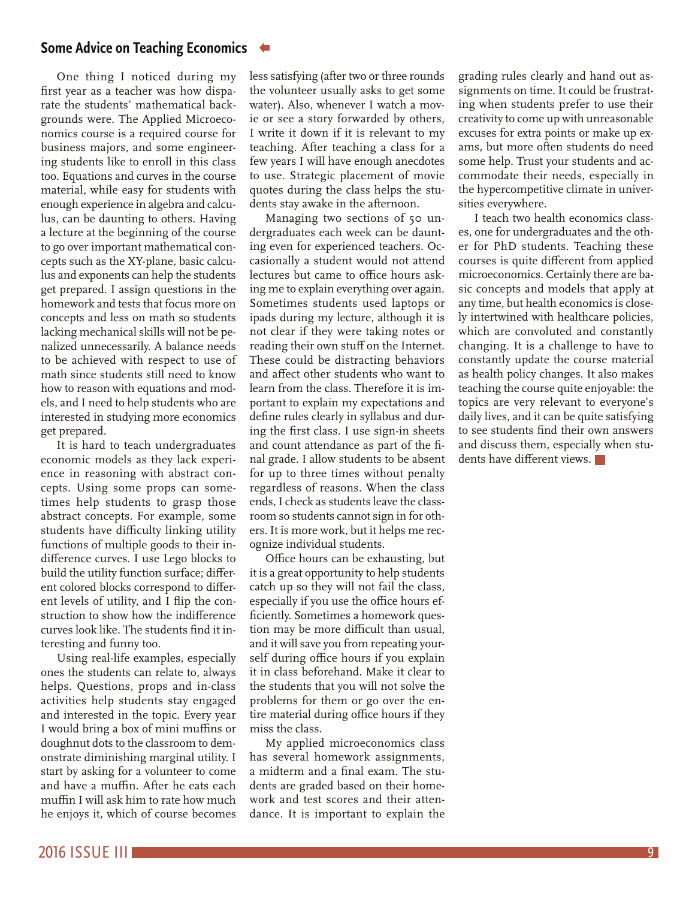## Some Advice on Teaching Economics

One thing I noticed during my first year as a teacher was how disparate the students' mathematical backgrounds were. The Applied Microeconomics course is a required course for business majors, and some engineering students like to enroll in this class too. Equations and curves in the course material, while easy for students with enough experience in algebra and calculus, can be daunting to others. Having a lecture at the beginning of the course to go over important mathematical concepts such as the XY-plane, basic calculus and exponents can help the students get prepared. I assign questions in the homework and tests that focus more on concepts and less on math so students lacking mechanical skills will not be penalized unnecessarily. A balance needs to be achieved with respect to use of math since students still need to know how to reason with equations and models, and I need to help students who are interested in studying more economics get prepared.

It is hard to teach undergraduates economic models as they lack experience in reasoning with abstract concepts. Using some props can sometimes help students to grasp those abstract concepts. For example, some students have difficulty linking utility functions of multiple goods to their indifference curves. I use Lego blocks to build the utility function surface; different colored blocks correspond to different levels of utility, and I flip the construction to show how the indifference curves look like. The students find it interesting and funny too.

Using real-life examples, especially ones the students can relate to, always helps. Questions, props and in-class activities help students stay engaged and interested in the topic. Every year I would bring a box of mini muffins or doughnut dots to the classroom to demonstrate diminishing marginal utility. I start by asking for a volunteer to come and have a muffin. After he eats each muffin I will ask him to rate how much he enjoys it, which of course becomes less satisfying (after two or three rounds the volunteer usually asks to get some water). Also, whenever I watch a movie or see a story forwarded by others, I write it down if it is relevant to my teaching. After teaching a class for a few years I will have enough anecdotes to use. Strategic placement of movie quotes during the class helps the students stay awake in the afternoon.

Managing two sections of 50 undergraduates each week can be daunting even for experienced teachers. Occasionally a student would not attend lectures but came to office hours asking me to explain everything over again. Sometimes students used laptops or ipads during my lecture, although it is not clear if they were taking notes or reading their own stuff on the Internet. These could be distracting behaviors and affect other students who want to learn from the class. Therefore it is important to explain my expectations and define rules clearly in syllabus and during the first class. I use sign-in sheets and count attendance as part of the final grade. I allow students to be absent for up to three times without penalty regardless of reasons. When the class ends, I check as students leave the classroom so students cannot sign in for others. It is more work, but it helps me recognize individual students.

Office hours can be exhausting, but it is a great opportunity to help students catch up so they will not fail the class, especially if you use the office hours efficiently. Sometimes a homework question may be more difficult than usual, and it will save you from repeating yourself during office hours if you explain it in class beforehand. Make it clear to the students that you will not solve the problems for them or go over the entire material during office hours if they miss the class.

My applied microeconomics class has several homework assignments, a midterm and a final exam. The students are graded based on their homework and test scores and their attendance. It is important to explain the grading rules clearly and hand out assignments on time. It could be frustrating when students prefer to use their creativity to come up with unreasonable excuses for extra points or make up exams, but more often students do need some help. Trust your students and accommodate their needs, especially in the hypercompetitive climate in universities everywhere.

I teach two health economics classes, one for undergraduates and the other for PhD students. Teaching these courses is quite different from applied microeconomics. Certainly there are basic concepts and models that apply at any time, but health economics is closely intertwined with healthcare policies, which are convoluted and constantly changing. It is a challenge to have to constantly update the course material as health policy changes. It also makes teaching the course quite enjoyable: the topics are very relevant to everyone's daily lives, and it can be quite satisfying to see students find their own answers and discuss them, especially when students have different views.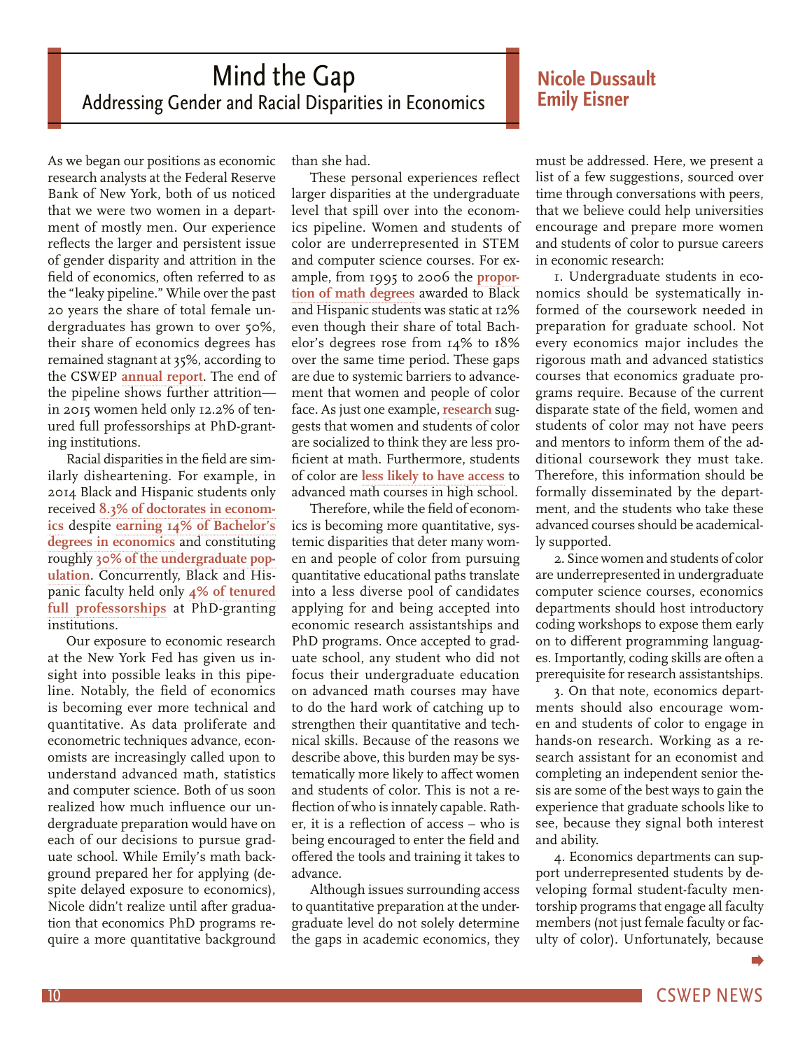# Mind the Gap

## Addressing Gender and Racial Disparities in Economics

**Nicole Dussault**
**Emily Eisner**

As we began our positions as economic research analysts at the Federal Reserve Bank of New York, both of us noticed that we were two women in a department of mostly men. Our experience reflects the larger and persistent issue of gender disparity and attrition in the field of economics, often referred to as the "leaky pipeline." While over the past 20 years the share of total female undergraduates has grown to over 50%, their share of economics degrees has remained stagnant at 35%, according to the CSWEP annual report. The end of the pipeline shows further attrition—in 2015 women held only 12.2% of tenured full professorships at PhD-granting institutions.

Racial disparities in the field are similarly disheartening. For example, in 2014 Black and Hispanic students only received 8.3% of doctorates in economics despite earning 14% of Bachelor's degrees in economics and constituting roughly 30% of the undergraduate population. Concurrently, Black and Hispanic faculty held only 4% of tenured full professorships at PhD-granting institutions.

Our exposure to economic research at the New York Fed has given us insight into possible leaks in this pipeline. Notably, the field of economics is becoming ever more technical and quantitative. As data proliferate and econometric techniques advance, economists are increasingly called upon to understand advanced math, statistics and computer science. Both of us soon realized how much influence our undergraduate preparation would have on each of our decisions to pursue graduate school. While Emily's math background prepared her for applying (despite delayed exposure to economics), Nicole didn't realize until after graduation that economics PhD programs require a more quantitative background than she had.

These personal experiences reflect larger disparities at the undergraduate level that spill over into the economics pipeline. Women and students of color are underrepresented in STEM and computer science courses. For example, from 1995 to 2006 the proportion of math degrees awarded to Black and Hispanic students was static at 12% even though their share of total Bachelor's degrees rose from 14% to 18% over the same time period. These gaps are due to systemic barriers to advancement that women and people of color face. As just one example, research suggests that women and students of color are socialized to think they are less proficient at math. Furthermore, students of color are less likely to have access to advanced math courses in high school.

Therefore, while the field of economics is becoming more quantitative, systemic disparities that deter many women and people of color from pursuing quantitative educational paths translate into a less diverse pool of candidates applying for and being accepted into economic research assistantships and PhD programs. Once accepted to graduate school, any student who did not focus their undergraduate education on advanced math courses may have to do the hard work of catching up to strengthen their quantitative and technical skills. Because of the reasons we describe above, this burden may be systematically more likely to affect women and students of color. This is not a reflection of who is innately capable. Rather, it is a reflection of access – who is being encouraged to enter the field and offered the tools and training it takes to advance.

Although issues surrounding access to quantitative preparation at the undergraduate level do not solely determine the gaps in academic economics, they must be addressed. Here, we present a list of a few suggestions, sourced over time through conversations with peers, that we believe could help universities encourage and prepare more women and students of color to pursue careers in economic research:

1. Undergraduate students in economics should be systematically informed of the coursework needed in preparation for graduate school. Not every economics major includes the rigorous math and advanced statistics courses that economics graduate programs require. Because of the current disparate state of the field, women and students of color may not have peers and mentors to inform them of the additional coursework they must take. Therefore, this information should be formally disseminated by the department, and the students who take these advanced courses should be academically supported.

2. Since women and students of color are underrepresented in undergraduate computer science courses, economics departments should host introductory coding workshops to expose them early on to different programming languages. Importantly, coding skills are often a prerequisite for research assistantships.

3. On that note, economics departments should also encourage women and students of color to engage in hands-on research. Working as a research assistant for an economist and completing an independent senior thesis are some of the best ways to gain the experience that graduate schools like to see, because they signal both interest and ability.

4. Economics departments can support underrepresented students by developing formal student-faculty mentorship programs that engage all faculty members (not just female faculty or faculty of color). Unfortunately, because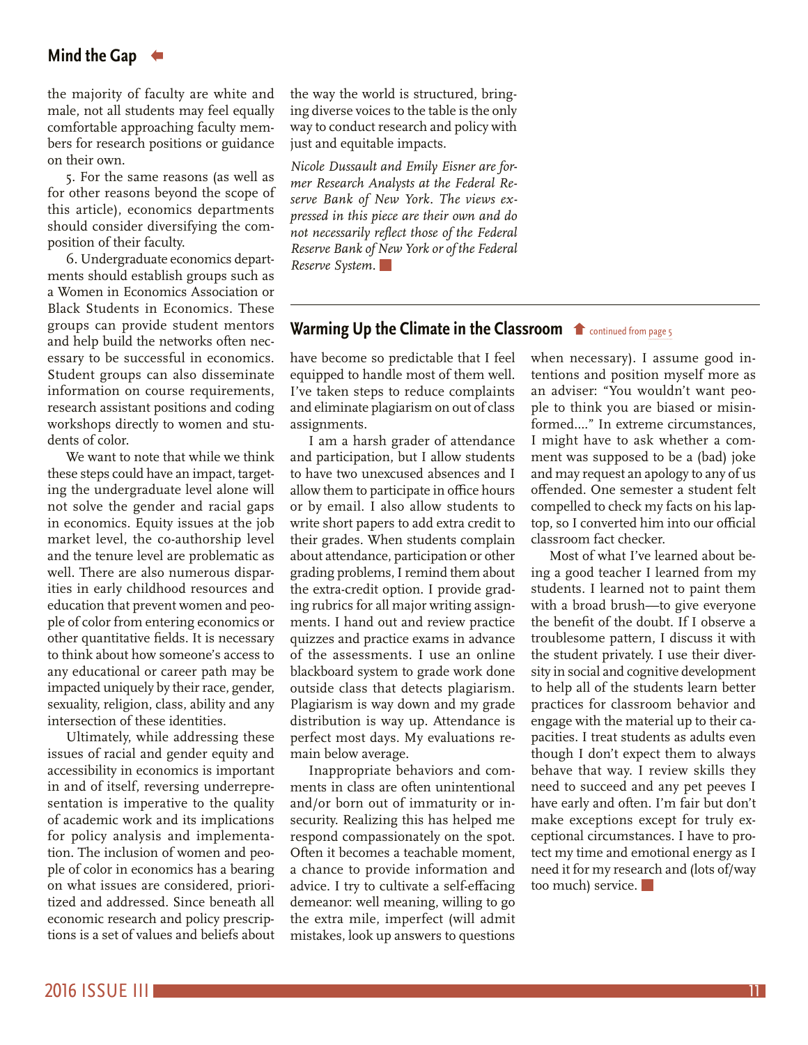## Mind the Gap

the majority of faculty are white and male, not all students may feel equally comfortable approaching faculty members for research positions or guidance on their own.

5. For the same reasons (as well as for other reasons beyond the scope of this article), economics departments should consider diversifying the composition of their faculty.

6. Undergraduate economics departments should establish groups such as a Women in Economics Association or Black Students in Economics. These groups can provide student mentors and help build the networks often necessary to be successful in economics. Student groups can also disseminate information on course requirements, research assistant positions and coding workshops directly to women and students of color.

We want to note that while we think these steps could have an impact, targeting the undergraduate level alone will not solve the gender and racial gaps in economics. Equity issues at the job market level, the co-authorship level and the tenure level are problematic as well. There are also numerous disparities in early childhood resources and education that prevent women and people of color from entering economics or other quantitative fields. It is necessary to think about how someone's access to any educational or career path may be impacted uniquely by their race, gender, sexuality, religion, class, ability and any intersection of these identities.

Ultimately, while addressing these issues of racial and gender equity and accessibility in economics is important in and of itself, reversing underrepresentation is imperative to the quality of academic work and its implications for policy analysis and implementation. The inclusion of women and people of color in economics has a bearing on what issues are considered, prioritized and addressed. Since beneath all economic research and policy prescriptions is a set of values and beliefs about the way the world is structured, bringing diverse voices to the table is the only way to conduct research and policy with just and equitable impacts.

*Nicole Dussault and Emily Eisner are former Research Analysts at the Federal Reserve Bank of New York. The views expressed in this piece are their own and do not necessarily reflect those of the Federal Reserve Bank of New York or of the Federal Reserve System.*

## Warming Up the Climate in the Classroom

continued from page 5

have become so predictable that I feel equipped to handle most of them well. I've taken steps to reduce complaints and eliminate plagiarism on out of class assignments.

I am a harsh grader of attendance and participation, but I allow students to have two unexcused absences and I allow them to participate in office hours or by email. I also allow students to write short papers to add extra credit to their grades. When students complain about attendance, participation or other grading problems, I remind them about the extra-credit option. I provide grading rubrics for all major writing assignments. I hand out and review practice quizzes and practice exams in advance of the assessments. I use an online blackboard system to grade work done outside class that detects plagiarism. Plagiarism is way down and my grade distribution is way up. Attendance is perfect most days. My evaluations remain below average.

Inappropriate behaviors and comments in class are often unintentional and/or born out of immaturity or insecurity. Realizing this has helped me respond compassionately on the spot. Often it becomes a teachable moment, a chance to provide information and advice. I try to cultivate a self-effacing demeanor: well meaning, willing to go the extra mile, imperfect (will admit mistakes, look up answers to questions when necessary). I assume good intentions and position myself more as an adviser: "You wouldn't want people to think you are biased or misinformed...." In extreme circumstances, I might have to ask whether a comment was supposed to be a (bad) joke and may request an apology to any of us offended. One semester a student felt compelled to check my facts on his laptop, so I converted him into our official classroom fact checker.

Most of what I've learned about being a good teacher I learned from my students. I learned not to paint them with a broad brush—to give everyone the benefit of the doubt. If I observe a troublesome pattern, I discuss it with the student privately. I use their diversity in social and cognitive development to help all of the students learn better practices for classroom behavior and engage with the material up to their capacities. I treat students as adults even though I don't expect them to always behave that way. I review skills they need to succeed and any pet peeves I have early and often. I'm fair but don't make exceptions except for truly exceptional circumstances. I have to protect my time and emotional energy as I need it for my research and (lots of/way too much) service.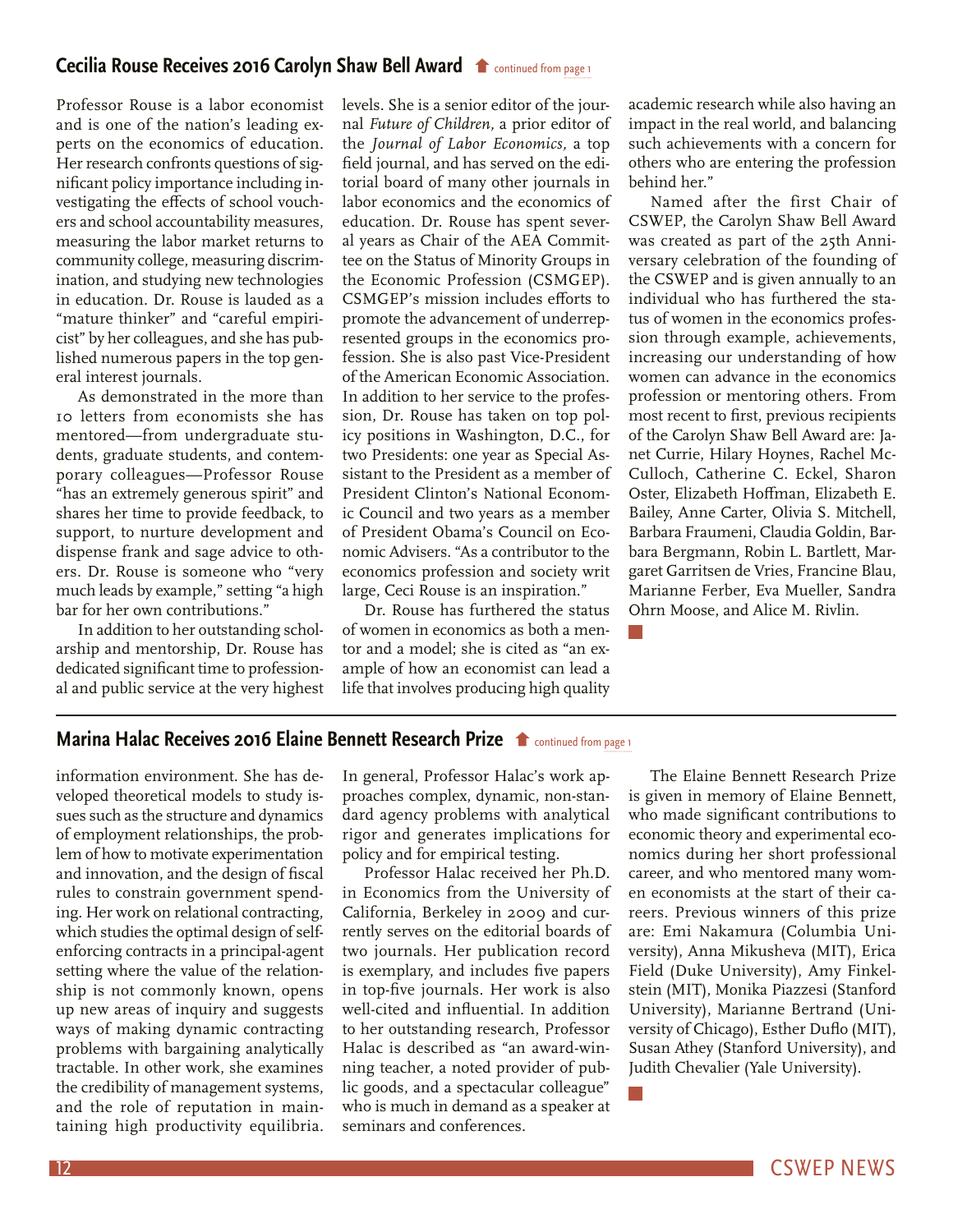## Cecilia Rouse Receives 2016 Carolyn Shaw Bell Award

continued from page 1

Professor Rouse is a labor economist and is one of the nation's leading experts on the economics of education. Her research confronts questions of significant policy importance including investigating the effects of school vouchers and school accountability measures, measuring the labor market returns to community college, measuring discrimination, and studying new technologies in education. Dr. Rouse is lauded as a "mature thinker" and "careful empiricist" by her colleagues, and she has published numerous papers in the top general interest journals.

As demonstrated in the more than 10 letters from economists she has mentored—from undergraduate students, graduate students, and contemporary colleagues—Professor Rouse "has an extremely generous spirit" and shares her time to provide feedback, to support, to nurture development and dispense frank and sage advice to others. Dr. Rouse is someone who "very much leads by example," setting "a high bar for her own contributions."

In addition to her outstanding scholarship and mentorship, Dr. Rouse has dedicated significant time to professional and public service at the very highest levels. She is a senior editor of the journal *Future of Children,* a prior editor of the *Journal of Labor Economics,* a top field journal, and has served on the editorial board of many other journals in labor economics and the economics of education. Dr. Rouse has spent several years as Chair of the AEA Committee on the Status of Minority Groups in the Economic Profession (CSMGEP). CSMGEP's mission includes efforts to promote the advancement of underrepresented groups in the economics profession. She is also past Vice-President of the American Economic Association. In addition to her service to the profession, Dr. Rouse has taken on top policy positions in Washington, D.C., for two Presidents: one year as Special Assistant to the President as a member of President Clinton's National Economic Council and two years as a member of President Obama's Council on Economic Advisers. "As a contributor to the economics profession and society writ large, Ceci Rouse is an inspiration."

Dr. Rouse has furthered the status of women in economics as both a mentor and a model; she is cited as "an example of how an economist can lead a life that involves producing high quality academic research while also having an impact in the real world, and balancing such achievements with a concern for others who are entering the profession behind her."

Named after the first Chair of CSWEP, the Carolyn Shaw Bell Award was created as part of the 25th Anniversary celebration of the founding of the CSWEP and is given annually to an individual who has furthered the status of women in the economics profession through example, achievements, increasing our understanding of how women can advance in the economics profession or mentoring others. From most recent to first, previous recipients of the Carolyn Shaw Bell Award are: Janet Currie, Hilary Hoynes, Rachel McCulloch, Catherine C. Eckel, Sharon Oster, Elizabeth Hoffman, Elizabeth E. Bailey, Anne Carter, Olivia S. Mitchell, Barbara Fraumeni, Claudia Goldin, Barbara Bergmann, Robin L. Bartlett, Margaret Garritsen de Vries, Francine Blau, Marianne Ferber, Eva Mueller, Sandra Ohrn Moose, and Alice M. Rivlin.

## Marina Halac Receives 2016 Elaine Bennett Research Prize

continued from page 1

information environment. She has developed theoretical models to study issues such as the structure and dynamics of employment relationships, the problem of how to motivate experimentation and innovation, and the design of fiscal rules to constrain government spending. Her work on relational contracting, which studies the optimal design of self-enforcing contracts in a principal-agent setting where the value of the relationship is not commonly known, opens up new areas of inquiry and suggests ways of making dynamic contracting problems with bargaining analytically tractable. In other work, she examines the credibility of management systems, and the role of reputation in maintaining high productivity equilibria. In general, Professor Halac's work approaches complex, dynamic, non-standard agency problems with analytical rigor and generates implications for policy and for empirical testing.

Professor Halac received her Ph.D. in Economics from the University of California, Berkeley in 2009 and currently serves on the editorial boards of two journals. Her publication record is exemplary, and includes five papers in top-five journals. Her work is also well-cited and influential. In addition to her outstanding research, Professor Halac is described as "an award-winning teacher, a noted provider of public goods, and a spectacular colleague" who is much in demand as a speaker at seminars and conferences.

The Elaine Bennett Research Prize is given in memory of Elaine Bennett, who made significant contributions to economic theory and experimental economics during her short professional career, and who mentored many women economists at the start of their careers. Previous winners of this prize are: Emi Nakamura (Columbia University), Anna Mikusheva (MIT), Erica Field (Duke University), Amy Finkelstein (MIT), Monika Piazzesi (Stanford University), Marianne Bertrand (University of Chicago), Esther Duflo (MIT), Susan Athey (Stanford University), and Judith Chevalier (Yale University).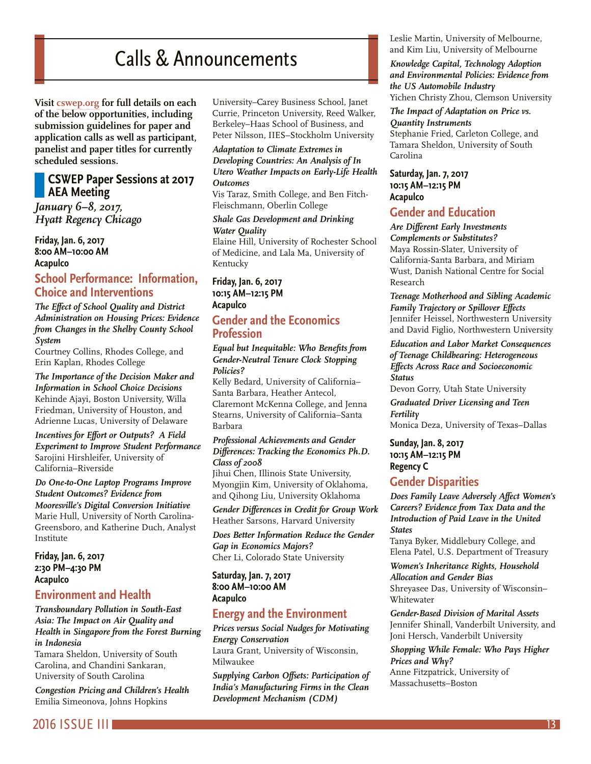# Calls & Announcements

**Visit cswep.org for full details on each of the below opportunities, including submission guidelines for paper and application calls as well as participant, panelist and paper titles for currently scheduled sessions.**

## CSWEP Paper Sessions at 2017 AEA Meeting

*January 6–8, 2017, Hyatt Regency Chicago*

**Friday, Jan. 6, 2017**
**8:00 AM–10:00 AM**
**Acapulco**

### School Performance: Information, Choice and Interventions

***The Effect of School Quality and District Administration on Housing Prices: Evidence from Changes in the Shelby County School System***
Courtney Collins, Rhodes College, and Erin Kaplan, Rhodes College

***The Importance of the Decision Maker and Information in School Choice Decisions***
Kehinde Ajayi, Boston University, Willa Friedman, University of Houston, and Adrienne Lucas, University of Delaware

***Incentives for Effort or Outputs? A Field Experiment to Improve Student Performance***
Sarojini Hirshleifer, University of California–Riverside

***Do One-to-One Laptop Programs Improve Student Outcomes? Evidence from Mooresville's Digital Conversion Initiative***
Marie Hull, University of North Carolina-Greensboro, and Katherine Duch, Analyst Institute

**Friday, Jan. 6, 2017**
**2:30 PM–4:30 PM**
**Acapulco**

### Environment and Health

***Transboundary Pollution in South-East Asia: The Impact on Air Quality and Health in Singapore from the Forest Burning in Indonesia***
Tamara Sheldon, University of South Carolina, and Chandini Sankaran, University of South Carolina

***Congestion Pricing and Children's Health***
Emilia Simeonova, Johns Hopkins University–Carey Business School, Janet Currie, Princeton University, Reed Walker, Berkeley–Haas School of Business, and Peter Nilsson, IIES–Stockholm University

***Adaptation to Climate Extremes in Developing Countries: An Analysis of In Utero Weather Impacts on Early-Life Health Outcomes***
Vis Taraz, Smith College, and Ben Fitch-Fleischmann, Oberlin College

***Shale Gas Development and Drinking Water Quality***
Elaine Hill, University of Rochester School of Medicine, and Lala Ma, University of Kentucky

**Friday, Jan. 6, 2017**
**10:15 AM–12:15 PM**
**Acapulco**

### Gender and the Economics Profession

***Equal but Inequitable: Who Benefits from Gender-Neutral Tenure Clock Stopping Policies?***
Kelly Bedard, University of California–Santa Barbara, Heather Antecol, Claremont McKenna College, and Jenna Stearns, University of California–Santa Barbara

***Professional Achievements and Gender Differences: Tracking the Economics Ph.D. Class of 2008***
Jihui Chen, Illinois State University, Myongjin Kim, University of Oklahoma, and Qihong Liu, University Oklahoma

***Gender Differences in Credit for Group Work***
Heather Sarsons, Harvard University

***Does Better Information Reduce the Gender Gap in Economics Majors?***
Cher Li, Colorado State University

**Saturday, Jan. 7, 2017**
**8:00 AM–10:00 AM**
**Acapulco**

### Energy and the Environment

***Prices versus Social Nudges for Motivating Energy Conservation***
Laura Grant, University of Wisconsin, Milwaukee

***Supplying Carbon Offsets: Participation of India's Manufacturing Firms in the Clean Development Mechanism (CDM)***
Leslie Martin, University of Melbourne, and Kim Liu, University of Melbourne

***Knowledge Capital, Technology Adoption and Environmental Policies: Evidence from the US Automobile Industry***
Yichen Christy Zhou, Clemson University

***The Impact of Adaptation on Price vs. Quantity Instruments***
Stephanie Fried, Carleton College, and Tamara Sheldon, University of South Carolina

**Saturday, Jan. 7, 2017**
**10:15 AM–12:15 PM**
**Acapulco**

### Gender and Education

***Are Different Early Investments Complements or Substitutes?***
Maya Rossin-Slater, University of California-Santa Barbara, and Miriam Wust, Danish National Centre for Social Research

***Teenage Motherhood and Sibling Academic Family Trajectory or Spillover Effects***
Jennifer Heissel, Northwestern University and David Figlio, Northwestern University

***Education and Labor Market Consequences of Teenage Childbearing: Heterogeneous Effects Across Race and Socioeconomic Status***
Devon Gorry, Utah State University

***Graduated Driver Licensing and Teen Fertility***
Monica Deza, University of Texas–Dallas

**Sunday, Jan. 8, 2017**
**10:15 AM–12:15 PM**
**Regency C**

### Gender Disparities

***Does Family Leave Adversely Affect Women's Careers? Evidence from Tax Data and the Introduction of Paid Leave in the United States***
Tanya Byker, Middlebury College, and Elena Patel, U.S. Department of Treasury

***Women's Inheritance Rights, Household Allocation and Gender Bias***
Shreyasee Das, University of Wisconsin–Whitewater

***Gender-Based Division of Marital Assets***
Jennifer Shinall, Vanderbilt University, and Joni Hersch, Vanderbilt University

***Shopping While Female: Who Pays Higher Prices and Why?***
Anne Fitzpatrick, University of Massachusetts–Boston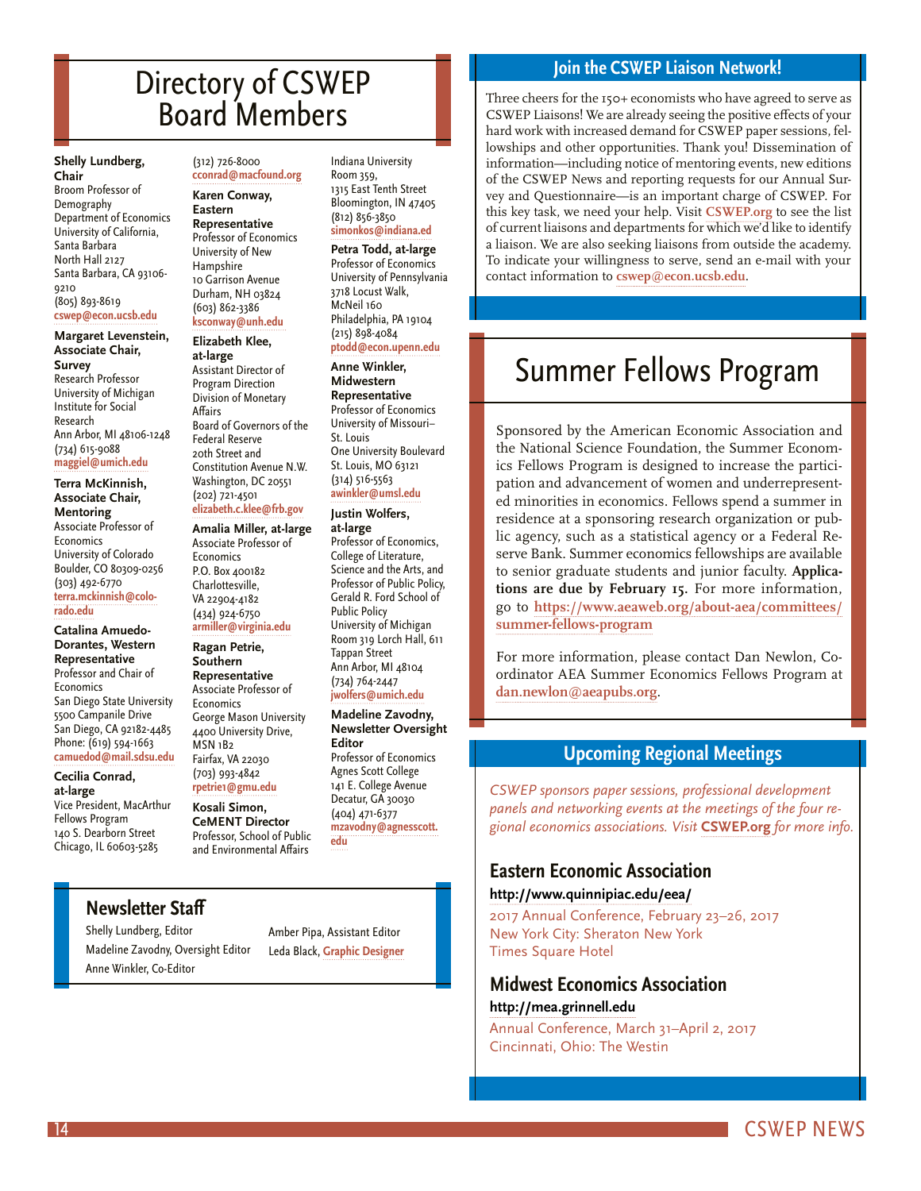# Directory of CSWEP Board Members

**Shelly Lundberg, Chair**
Broom Professor of Demography
Department of Economics
University of California, Santa Barbara
North Hall 2127
Santa Barbara, CA 93106-9210
(805) 893-8619
cswep@econ.ucsb.edu

**Margaret Levenstein, Associate Chair, Survey**
Research Professor
University of Michigan
Institute for Social Research
Ann Arbor, MI 48106-1248
(734) 615-9088
maggiel@umich.edu

**Terra McKinnish, Associate Chair, Mentoring**
Associate Professor of Economics
University of Colorado
Boulder, CO 80309-0256
(303) 492-6770
terra.mckinnish@colorado.edu

**Catalina Amuedo-Dorantes, Western Representative**
Professor and Chair of Economics
San Diego State University
5500 Campanile Drive
San Diego, CA 92182-4485
Phone: (619) 594-1663
camuedod@mail.sdsu.edu

**Cecilia Conrad, at-large**
Vice President, MacArthur Fellows Program
140 S. Dearborn Street
Chicago, IL 60603-5285
(312) 726-8000
cconrad@macfound.org

**Karen Conway, Eastern Representative**
Professor of Economics
University of New Hampshire
10 Garrison Avenue
Durham, NH 03824
(603) 862-3386
ksconway@unh.edu

**Elizabeth Klee, at-large**
Assistant Director of Program Direction
Division of Monetary Affairs
Board of Governors of the Federal Reserve
20th Street and Constitution Avenue N.W.
Washington, DC 20551
(202) 721-4501
elizabeth.c.klee@frb.gov

**Amalia Miller, at-large**
Associate Professor of Economics
P.O. Box 400182
Charlottesville, VA 22904-4182
(434) 924-6750
armiller@virginia.edu

**Ragan Petrie, Southern Representative**
Associate Professor of Economics
George Mason University
4400 University Drive, MSN 1B2
Fairfax, VA 22030
(703) 993-4842
rpetrie1@gmu.edu

**Kosali Simon, CeMENT Director**
Professor, School of Public and Environmental Affairs
Indiana University
Room 359,
1315 East Tenth Street
Bloomington, IN 47405
(812) 856-3850
simonkos@indiana.ed

**Petra Todd, at-large**
Professor of Economics
University of Pennsylvania
3718 Locust Walk, McNeil 160
Philadelphia, PA 19104
(215) 898-4084
ptodd@econ.upenn.edu

**Anne Winkler, Midwestern Representative**
Professor of Economics
University of Missouri–St. Louis
One University Boulevard
St. Louis, MO 63121
(314) 516-5563
awinkler@umsl.edu

**Justin Wolfers, at-large**
Professor of Economics, College of Literature, Science and the Arts, and Professor of Public Policy, Gerald R. Ford School of Public Policy
University of Michigan
Room 319 Lorch Hall, 611 Tappan Street
Ann Arbor, MI 48104
(734) 764-2447
jwolfers@umich.edu

**Madeline Zavodny, Newsletter Oversight Editor**
Professor of Economics
Agnes Scott College
141 E. College Avenue
Decatur, GA 30030
(404) 471-6377
mzavodny@agnesscott.edu

## Newsletter Staff

Shelly Lundberg, Editor
Madeline Zavodny, Oversight Editor
Anne Winkler, Co-Editor
Amber Pipa, Assistant Editor
Leda Black, Graphic Designer

## Join the CSWEP Liaison Network!

Three cheers for the 150+ economists who have agreed to serve as CSWEP Liaisons! We are already seeing the positive effects of your hard work with increased demand for CSWEP paper sessions, fellowships and other opportunities. Thank you! Dissemination of information—including notice of mentoring events, new editions of the CSWEP News and reporting requests for our Annual Survey and Questionnaire—is an important charge of CSWEP. For this key task, we need your help. Visit **CSWEP.org** to see the list of current liaisons and departments for which we'd like to identify a liaison. We are also seeking liaisons from outside the academy. To indicate your willingness to serve, send an e-mail with your contact information to **cswep@econ.ucsb.edu**.

# Summer Fellows Program

Sponsored by the American Economic Association and the National Science Foundation, the Summer Economics Fellows Program is designed to increase the participation and advancement of women and underrepresented minorities in economics. Fellows spend a summer in residence at a sponsoring research organization or public agency, such as a statistical agency or a Federal Reserve Bank. Summer economics fellowships are available to senior graduate students and junior faculty. **Applications are due by February 15.** For more information, go to **https://www.aeaweb.org/about-aea/committees/summer-fellows-program**

For more information, please contact Dan Newlon, Coordinator AEA Summer Economics Fellows Program at **dan.newlon@aeapubs.org**.

## Upcoming Regional Meetings

*CSWEP sponsors paper sessions, professional development panels and networking events at the meetings of the four regional economics associations. Visit **CSWEP.org** for more info.*

### Eastern Economic Association

**http://www.quinnipiac.edu/eea/**

2017 Annual Conference, February 23–26, 2017
New York City: Sheraton New York Times Square Hotel

### Midwest Economics Association

**http://mea.grinnell.edu**

Annual Conference, March 31–April 2, 2017
Cincinnati, Ohio: The Westin